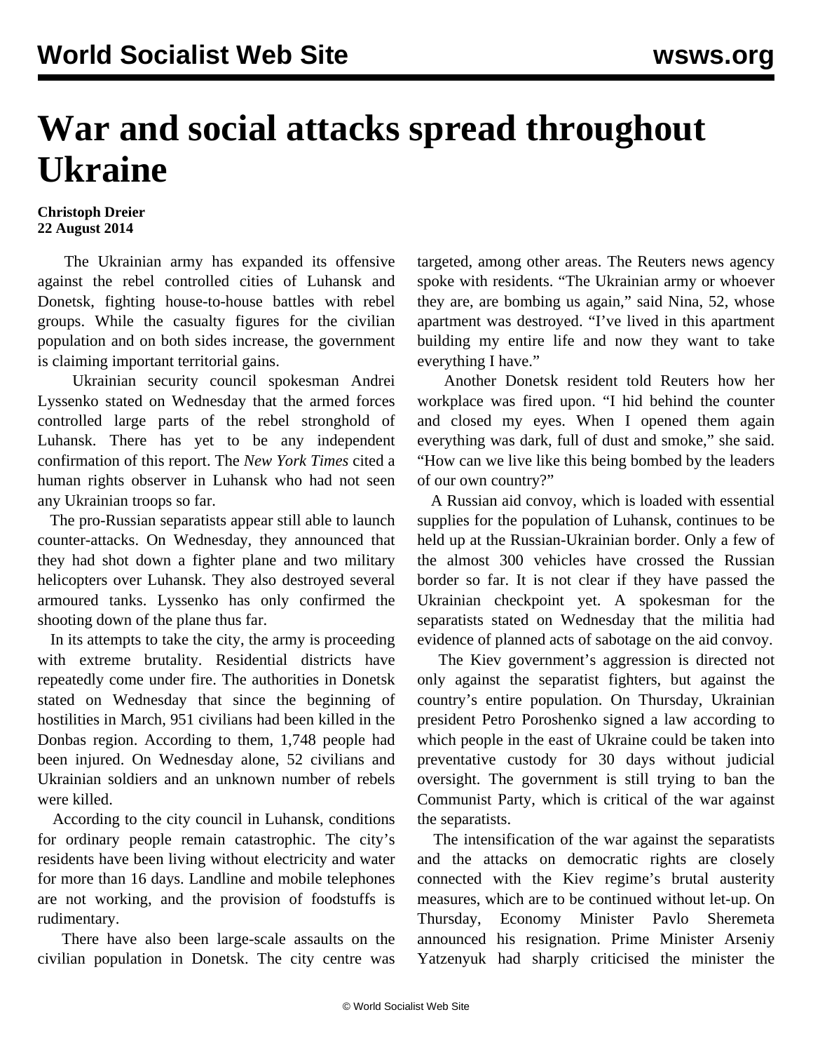# War and social attacks spread throughout Ukraine

**Christoph Dreier**
**22 August 2014**

The Ukrainian army has expanded its offensive against the rebel controlled cities of Luhansk and Donetsk, fighting house-to-house battles with rebel groups. While the casualty figures for the civilian population and on both sides increase, the government is claiming important territorial gains.

Ukrainian security council spokesman Andrei Lyssenko stated on Wednesday that the armed forces controlled large parts of the rebel stronghold of Luhansk. There has yet to be any independent confirmation of this report. The *New York Times* cited a human rights observer in Luhansk who had not seen any Ukrainian troops so far.

The pro-Russian separatists appear still able to launch counter-attacks. On Wednesday, they announced that they had shot down a fighter plane and two military helicopters over Luhansk. They also destroyed several armoured tanks. Lyssenko has only confirmed the shooting down of the plane thus far.

In its attempts to take the city, the army is proceeding with extreme brutality. Residential districts have repeatedly come under fire. The authorities in Donetsk stated on Wednesday that since the beginning of hostilities in March, 951 civilians had been killed in the Donbas region. According to them, 1,748 people had been injured. On Wednesday alone, 52 civilians and Ukrainian soldiers and an unknown number of rebels were killed.

According to the city council in Luhansk, conditions for ordinary people remain catastrophic. The city's residents have been living without electricity and water for more than 16 days. Landline and mobile telephones are not working, and the provision of foodstuffs is rudimentary.

There have also been large-scale assaults on the civilian population in Donetsk. The city centre was targeted, among other areas. The Reuters news agency spoke with residents. "The Ukrainian army or whoever they are, are bombing us again," said Nina, 52, whose apartment was destroyed. "I've lived in this apartment building my entire life and now they want to take everything I have."

Another Donetsk resident told Reuters how her workplace was fired upon. "I hid behind the counter and closed my eyes. When I opened them again everything was dark, full of dust and smoke," she said. "How can we live like this being bombed by the leaders of our own country?"

A Russian aid convoy, which is loaded with essential supplies for the population of Luhansk, continues to be held up at the Russian-Ukrainian border. Only a few of the almost 300 vehicles have crossed the Russian border so far. It is not clear if they have passed the Ukrainian checkpoint yet. A spokesman for the separatists stated on Wednesday that the militia had evidence of planned acts of sabotage on the aid convoy.

The Kiev government's aggression is directed not only against the separatist fighters, but against the country's entire population. On Thursday, Ukrainian president Petro Poroshenko signed a law according to which people in the east of Ukraine could be taken into preventative custody for 30 days without judicial oversight. The government is still trying to ban the Communist Party, which is critical of the war against the separatists.

The intensification of the war against the separatists and the attacks on democratic rights are closely connected with the Kiev regime's brutal austerity measures, which are to be continued without let-up. On Thursday, Economy Minister Pavlo Sheremeta announced his resignation. Prime Minister Arseniy Yatzenyuk had sharply criticised the minister the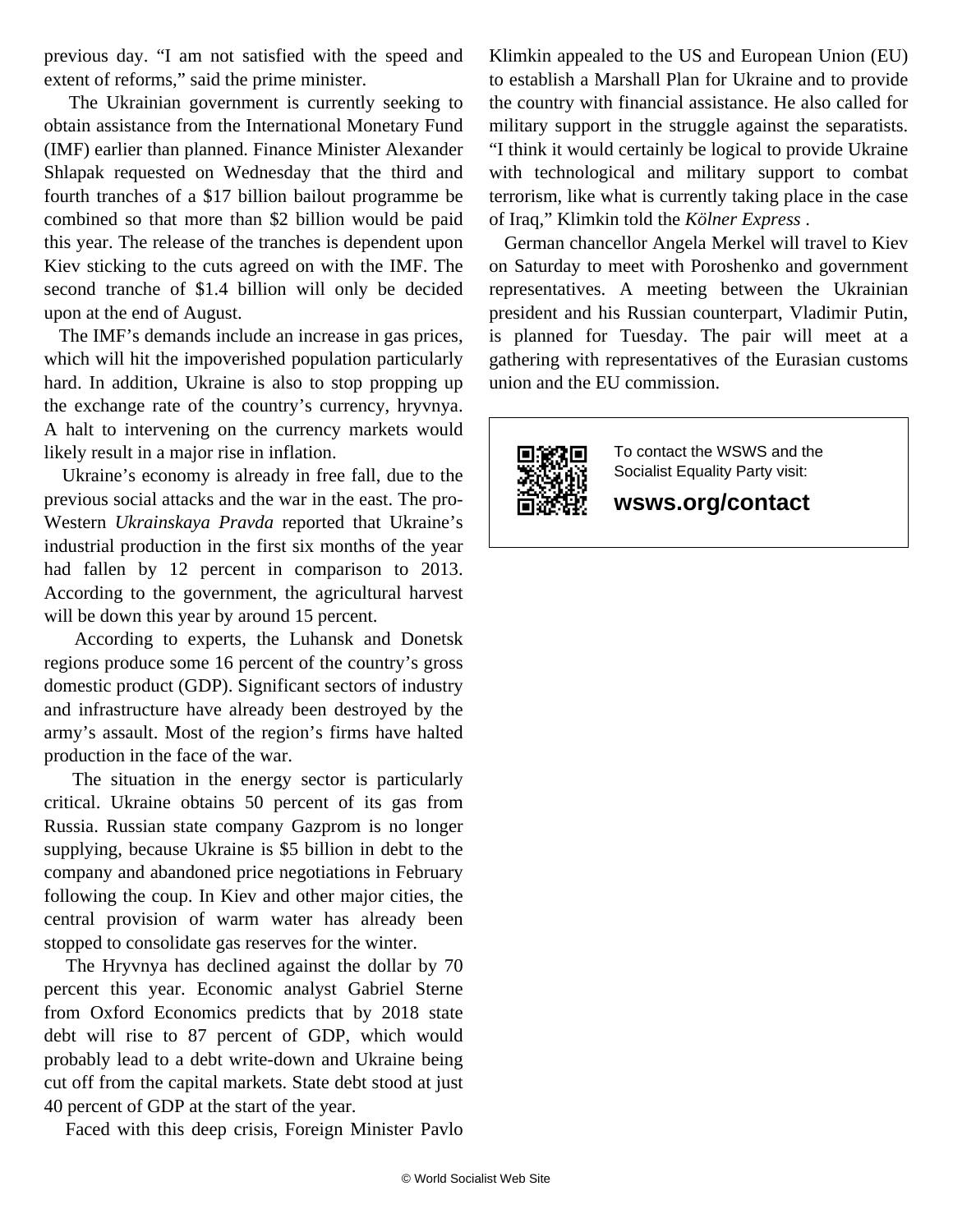previous day. “I am not satisfied with the speed and extent of reforms,” said the prime minister.

The Ukrainian government is currently seeking to obtain assistance from the International Monetary Fund (IMF) earlier than planned. Finance Minister Alexander Shlapak requested on Wednesday that the third and fourth tranches of a $17 billion bailout programme be combined so that more than $2 billion would be paid this year. The release of the tranches is dependent upon Kiev sticking to the cuts agreed on with the IMF. The second tranche of $1.4 billion will only be decided upon at the end of August.

The IMF’s demands include an increase in gas prices, which will hit the impoverished population particularly hard. In addition, Ukraine is also to stop propping up the exchange rate of the country’s currency, hryvnya. A halt to intervening on the currency markets would likely result in a major rise in inflation.

Ukraine’s economy is already in free fall, due to the previous social attacks and the war in the east. The pro-Western *Ukrainskaya Pravda* reported that Ukraine’s industrial production in the first six months of the year had fallen by 12 percent in comparison to 2013. According to the government, the agricultural harvest will be down this year by around 15 percent.

According to experts, the Luhansk and Donetsk regions produce some 16 percent of the country’s gross domestic product (GDP). Significant sectors of industry and infrastructure have already been destroyed by the army’s assault. Most of the region’s firms have halted production in the face of the war.

The situation in the energy sector is particularly critical. Ukraine obtains 50 percent of its gas from Russia. Russian state company Gazprom is no longer supplying, because Ukraine is $5 billion in debt to the company and abandoned price negotiations in February following the coup. In Kiev and other major cities, the central provision of warm water has already been stopped to consolidate gas reserves for the winter.

The Hryvnya has declined against the dollar by 70 percent this year. Economic analyst Gabriel Sterne from Oxford Economics predicts that by 2018 state debt will rise to 87 percent of GDP, which would probably lead to a debt write-down and Ukraine being cut off from the capital markets. State debt stood at just 40 percent of GDP at the start of the year.

Faced with this deep crisis, Foreign Minister Pavlo Klimkin appealed to the US and European Union (EU) to establish a Marshall Plan for Ukraine and to provide the country with financial assistance. He also called for military support in the struggle against the separatists. “I think it would certainly be logical to provide Ukraine with technological and military support to combat terrorism, like what is currently taking place in the case of Iraq,” Klimkin told the *Kölner Express* .

German chancellor Angela Merkel will travel to Kiev on Saturday to meet with Poroshenko and government representatives. A meeting between the Ukrainian president and his Russian counterpart, Vladimir Putin, is planned for Tuesday. The pair will meet at a gathering with representatives of the Eurasian customs union and the EU commission.

To contact the WSWS and the Socialist Equality Party visit:

**wsws.org/contact**